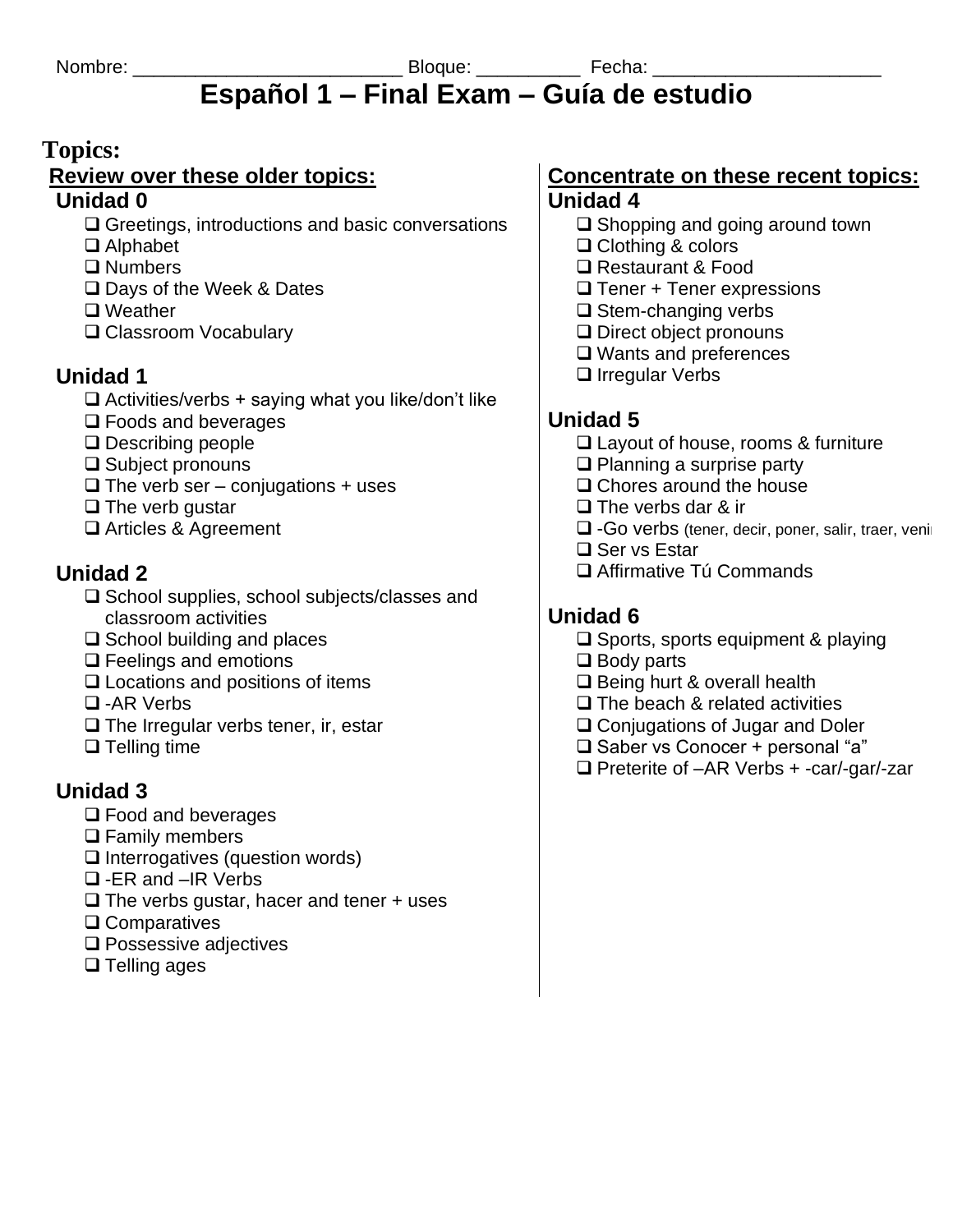Nombre: _________________________ Bloque: __________ Fecha: _____________________

# Español 1 – Final Exam – Guía de estudio

**Topics:**

## Review over these older topics:

### Unidad 0

- ❑ Greetings, introductions and basic conversations
- ❑ Alphabet
- ❑ Numbers
- ❑ Days of the Week & Dates
- ❑ Weather
- ❑ Classroom Vocabulary

### Unidad 1

- ❑ Activities/verbs + saying what you like/don't like
- ❑ Foods and beverages
- ❑ Describing people
- ❑ Subject pronouns
- ❑ The verb ser – conjugations + uses
- ❑ The verb gustar
- ❑ Articles & Agreement

### Unidad 2

- ❑ School supplies, school subjects/classes and classroom activities
- ❑ School building and places
- ❑ Feelings and emotions
- ❑ Locations and positions of items
- ❑ -AR Verbs
- ❑ The Irregular verbs tener, ir, estar
- ❑ Telling time

### Unidad 3

- ❑ Food and beverages
- ❑ Family members
- ❑ Interrogatives (question words)
- ❑ -ER and –IR Verbs
- ❑ The verbs gustar, hacer and tener + uses
- ❑ Comparatives
- ❑ Possessive adjectives
- ❑ Telling ages

## Concentrate on these recent topics:

### Unidad 4

- ❑ Shopping and going around town
- ❑ Clothing & colors
- ❑ Restaurant & Food
- ❑ Tener + Tener expressions
- ❑ Stem-changing verbs
- ❑ Direct object pronouns
- ❑ Wants and preferences
- ❑ Irregular Verbs

### Unidad 5

- ❑ Layout of house, rooms & furniture
- ❑ Planning a surprise party
- ❑ Chores around the house
- ❑ The verbs dar & ir
- ❑ -Go verbs (tener, decir, poner, salir, traer, venir
- ❑ Ser vs Estar
- ❑ Affirmative Tú Commands

### Unidad 6

- ❑ Sports, sports equipment & playing
- ❑ Body parts
- ❑ Being hurt & overall health
- ❑ The beach & related activities
- ❑ Conjugations of Jugar and Doler
- ❑ Saber vs Conocer + personal "a"
- ❑ Preterite of –AR Verbs + -car/-gar/-zar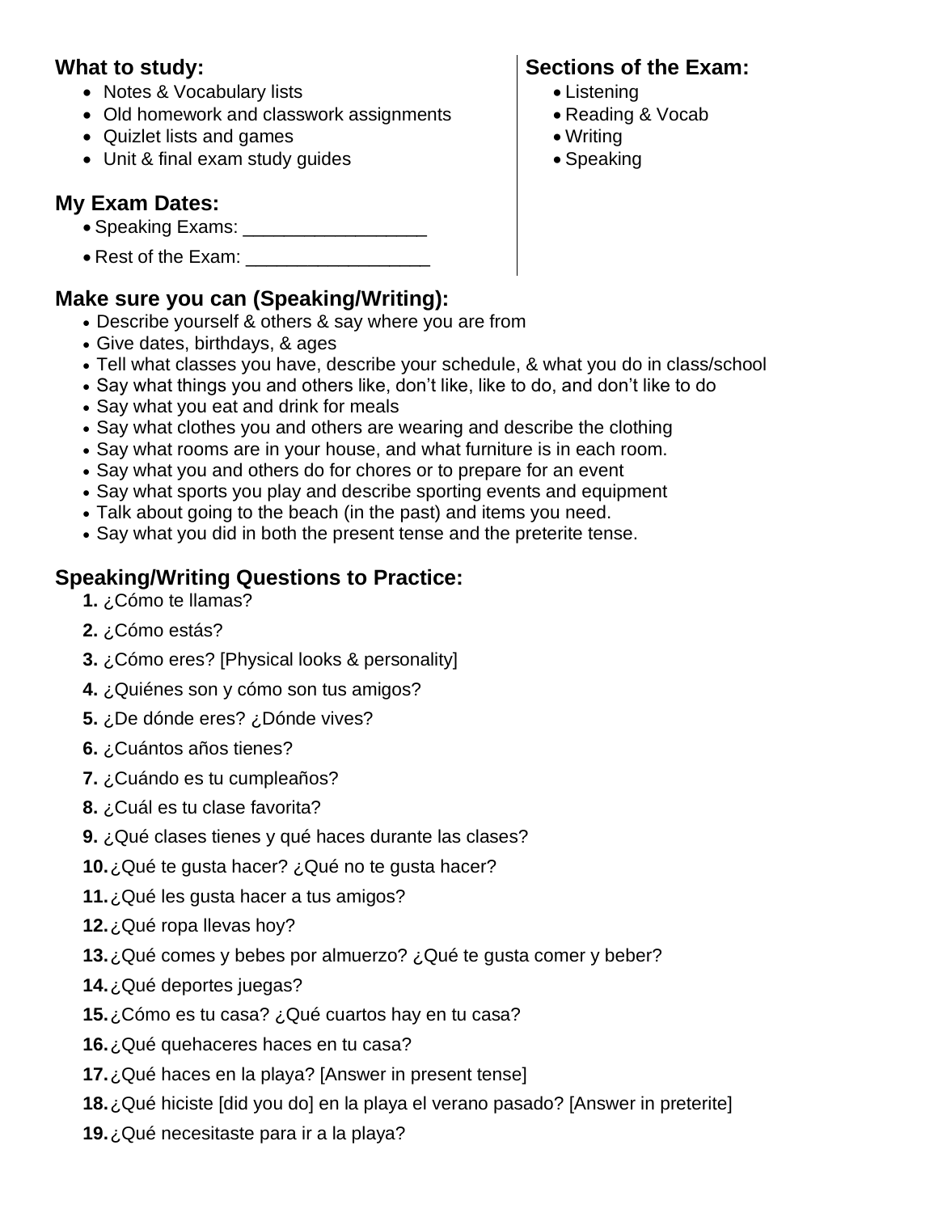## What to study:

- Notes & Vocabulary lists
- Old homework and classwork assignments
- Quizlet lists and games
- Unit & final exam study guides

## My Exam Dates:

- Speaking Exams: __________________
- Rest of the Exam: __________________

## Sections of the Exam:

- Listening
- Reading & Vocab
- Writing
- Speaking

## Make sure you can (Speaking/Writing):

- Describe yourself & others & say where you are from
- Give dates, birthdays, & ages
- Tell what classes you have, describe your schedule, & what you do in class/school
- Say what things you and others like, don't like, like to do, and don't like to do
- Say what you eat and drink for meals
- Say what clothes you and others are wearing and describe the clothing
- Say what rooms are in your house, and what furniture is in each room.
- Say what you and others do for chores or to prepare for an event
- Say what sports you play and describe sporting events and equipment
- Talk about going to the beach (in the past) and items you need.
- Say what you did in both the present tense and the preterite tense.

## Speaking/Writing Questions to Practice:

1. ¿Cómo te llamas?
2. ¿Cómo estás?
3. ¿Cómo eres? [Physical looks & personality]
4. ¿Quiénes son y cómo son tus amigos?
5. ¿De dónde eres? ¿Dónde vives?
6. ¿Cuántos años tienes?
7. ¿Cuándo es tu cumpleaños?
8. ¿Cuál es tu clase favorita?
9. ¿Qué clases tienes y qué haces durante las clases?
10. ¿Qué te gusta hacer? ¿Qué no te gusta hacer?
11. ¿Qué les gusta hacer a tus amigos?
12. ¿Qué ropa llevas hoy?
13. ¿Qué comes y bebes por almuerzo? ¿Qué te gusta comer y beber?
14. ¿Qué deportes juegas?
15. ¿Cómo es tu casa? ¿Qué cuartos hay en tu casa?
16. ¿Qué quehaceres haces en tu casa?
17. ¿Qué haces en la playa? [Answer in present tense]
18. ¿Qué hiciste [did you do] en la playa el verano pasado? [Answer in preterite]
19. ¿Qué necesitaste para ir a la playa?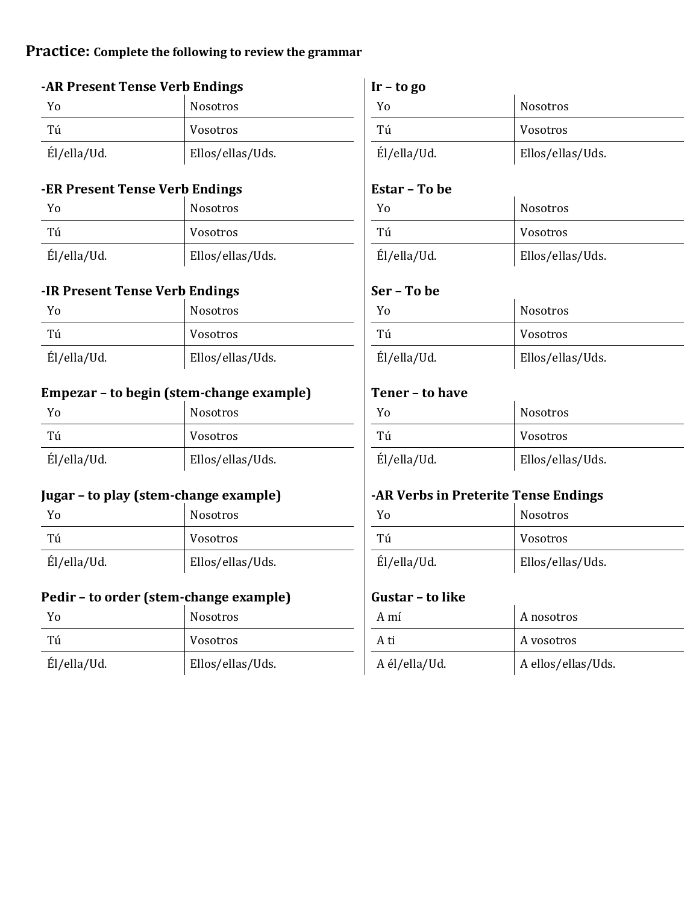## Practice: Complete the following to review the grammar

**-AR Present Tense Verb Endings**

| | |
|---|---|
| Yo | Nosotros |
| Tú | Vosotros |
| Él/ella/Ud. | Ellos/ellas/Uds. |

**-ER Present Tense Verb Endings**

| | |
|---|---|
| Yo | Nosotros |
| Tú | Vosotros |
| Él/ella/Ud. | Ellos/ellas/Uds. |

**-IR Present Tense Verb Endings**

| | |
|---|---|
| Yo | Nosotros |
| Tú | Vosotros |
| Él/ella/Ud. | Ellos/ellas/Uds. |

**Empezar – to begin (stem-change example)**

| | |
|---|---|
| Yo | Nosotros |
| Tú | Vosotros |
| Él/ella/Ud. | Ellos/ellas/Uds. |

**Jugar – to play (stem-change example)**

| | |
|---|---|
| Yo | Nosotros |
| Tú | Vosotros |
| Él/ella/Ud. | Ellos/ellas/Uds. |

**Pedir – to order (stem-change example)**

| | |
|---|---|
| Yo | Nosotros |
| Tú | Vosotros |
| Él/ella/Ud. | Ellos/ellas/Uds. |

**Ir – to go**

| | |
|---|---|
| Yo | Nosotros |
| Tú | Vosotros |
| Él/ella/Ud. | Ellos/ellas/Uds. |

**Estar – To be**

| | |
|---|---|
| Yo | Nosotros |
| Tú | Vosotros |
| Él/ella/Ud. | Ellos/ellas/Uds. |

**Ser – To be**

| | |
|---|---|
| Yo | Nosotros |
| Tú | Vosotros |
| Él/ella/Ud. | Ellos/ellas/Uds. |

**Tener – to have**

| | |
|---|---|
| Yo | Nosotros |
| Tú | Vosotros |
| Él/ella/Ud. | Ellos/ellas/Uds. |

**-AR Verbs in Preterite Tense Endings**

| | |
|---|---|
| Yo | Nosotros |
| Tú | Vosotros |
| Él/ella/Ud. | Ellos/ellas/Uds. |

**Gustar – to like**

| | |
|---|---|
| A mí | A nosotros |
| A ti | A vosotros |
| A él/ella/Ud. | A ellos/ellas/Uds. |